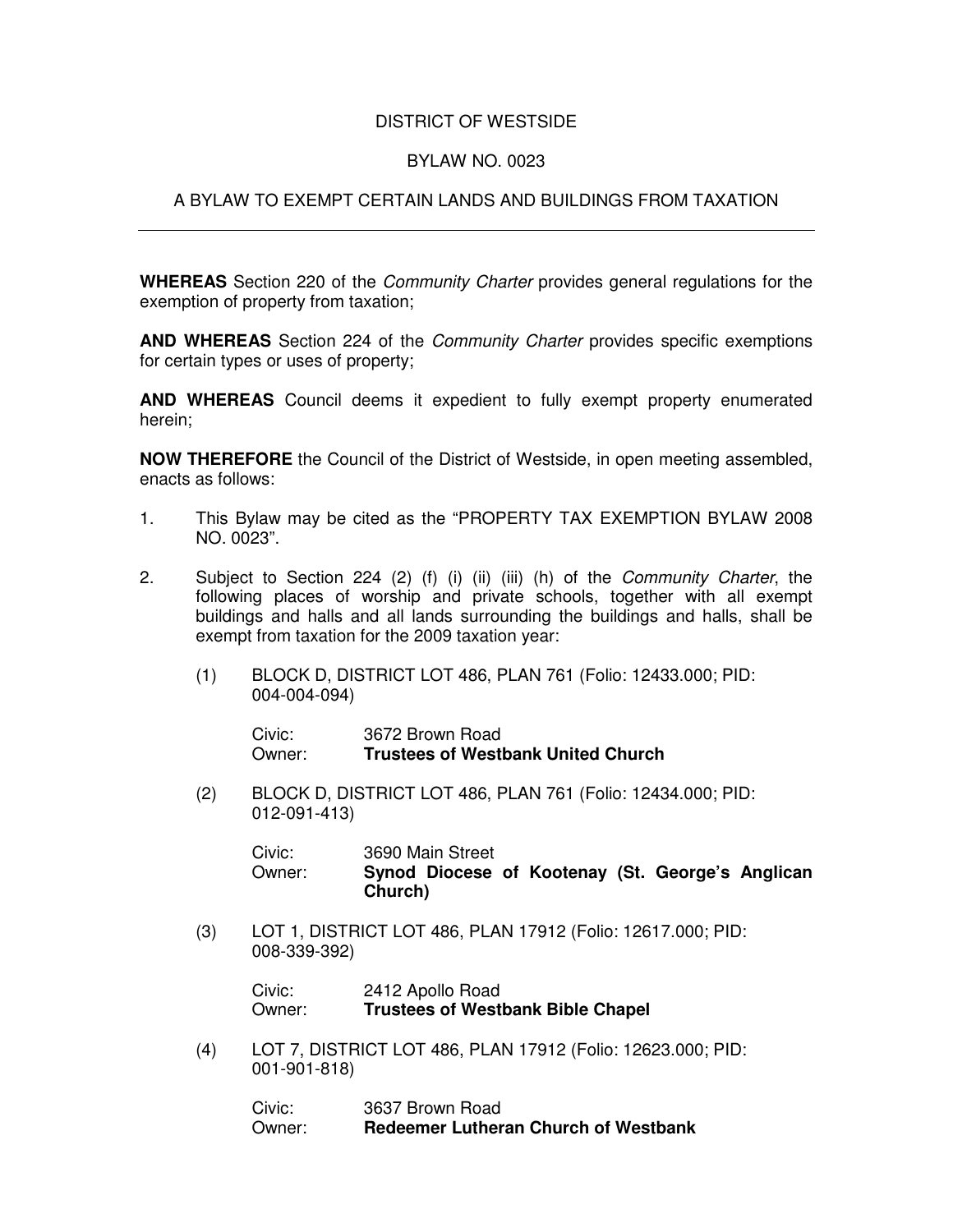# DISTRICT OF WESTSIDE

## BYLAW NO. 0023

## A BYLAW TO EXEMPT CERTAIN LANDS AND BUILDINGS FROM TAXATION

---

**WHEREAS** Section 220 of the *Community Charter* provides general regulations for the exemption of property from taxation;

**AND WHEREAS** Section 224 of the *Community Charter* provides specific exemptions for certain types or uses of property;

**AND WHEREAS** Council deems it expedient to fully exempt property enumerated herein;

**NOW THEREFORE** the Council of the District of Westside, in open meeting assembled, enacts as follows:

1. This Bylaw may be cited as the "PROPERTY TAX EXEMPTION BYLAW 2008 NO. 0023".

2. Subject to Section 224 (2) (f) (i) (ii) (iii) (h) of the *Community Charter*, the following places of worship and private schools, together with all exempt buildings and halls and all lands surrounding the buildings and halls, shall be exempt from taxation for the 2009 taxation year:

   (1) BLOCK D, DISTRICT LOT 486, PLAN 761 (Folio: 12433.000; PID: 004-004-094)

   Civic: 3672 Brown Road
   Owner: **Trustees of Westbank United Church**

   (2) BLOCK D, DISTRICT LOT 486, PLAN 761 (Folio: 12434.000; PID: 012-091-413)

   Civic: 3690 Main Street
   Owner: **Synod Diocese of Kootenay (St. George's Anglican Church)**

   (3) LOT 1, DISTRICT LOT 486, PLAN 17912 (Folio: 12617.000; PID: 008-339-392)

   Civic: 2412 Apollo Road
   Owner: **Trustees of Westbank Bible Chapel**

   (4) LOT 7, DISTRICT LOT 486, PLAN 17912 (Folio: 12623.000; PID: 001-901-818)

   Civic: 3637 Brown Road
   Owner: **Redeemer Lutheran Church of Westbank**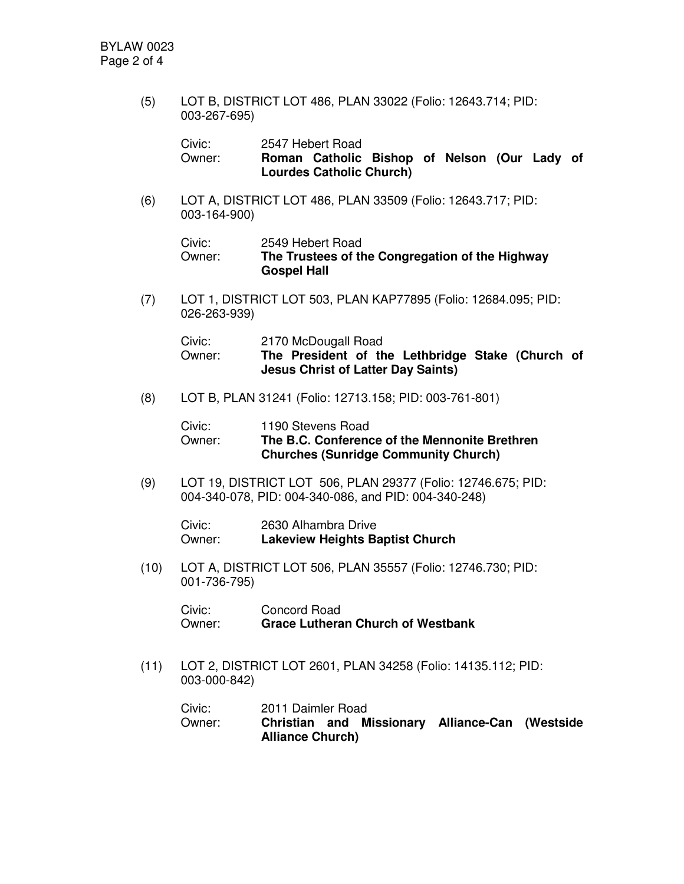(5) LOT B, DISTRICT LOT 486, PLAN 33022 (Folio: 12643.714; PID: 003-267-695)

Civic: 2547 Hebert Road
Owner: **Roman Catholic Bishop of Nelson (Our Lady of Lourdes Catholic Church)**

(6) LOT A, DISTRICT LOT 486, PLAN 33509 (Folio: 12643.717; PID: 003-164-900)

Civic: 2549 Hebert Road
Owner: **The Trustees of the Congregation of the Highway Gospel Hall**

(7) LOT 1, DISTRICT LOT 503, PLAN KAP77895 (Folio: 12684.095; PID: 026-263-939)

Civic: 2170 McDougall Road
Owner: **The President of the Lethbridge Stake (Church of Jesus Christ of Latter Day Saints)**

(8) LOT B, PLAN 31241 (Folio: 12713.158; PID: 003-761-801)

Civic: 1190 Stevens Road
Owner: **The B.C. Conference of the Mennonite Brethren Churches (Sunridge Community Church)**

(9) LOT 19, DISTRICT LOT 506, PLAN 29377 (Folio: 12746.675; PID: 004-340-078, PID: 004-340-086, and PID: 004-340-248)

Civic: 2630 Alhambra Drive
Owner: **Lakeview Heights Baptist Church**

(10) LOT A, DISTRICT LOT 506, PLAN 35557 (Folio: 12746.730; PID: 001-736-795)

Civic: Concord Road
Owner: **Grace Lutheran Church of Westbank**

(11) LOT 2, DISTRICT LOT 2601, PLAN 34258 (Folio: 14135.112; PID: 003-000-842)

Civic: 2011 Daimler Road
Owner: **Christian and Missionary Alliance-Can (Westside Alliance Church)**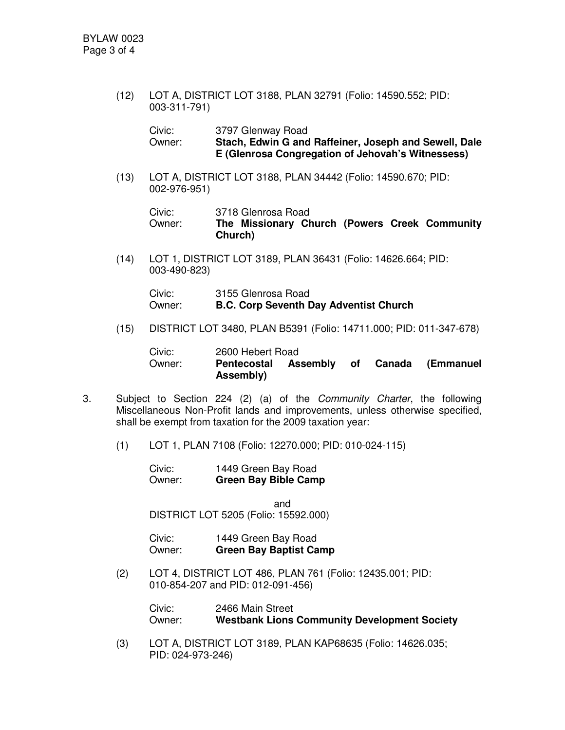(12) LOT A, DISTRICT LOT 3188, PLAN 32791 (Folio: 14590.552; PID: 003-311-791)

Civic: 3797 Glenway Road
Owner: **Stach, Edwin G and Raffeiner, Joseph and Sewell, Dale E (Glenrosa Congregation of Jehovah's Witnessess)**

(13) LOT A, DISTRICT LOT 3188, PLAN 34442 (Folio: 14590.670; PID: 002-976-951)

Civic: 3718 Glenrosa Road
Owner: **The Missionary Church (Powers Creek Community Church)**

(14) LOT 1, DISTRICT LOT 3189, PLAN 36431 (Folio: 14626.664; PID: 003-490-823)

Civic: 3155 Glenrosa Road
Owner: **B.C. Corp Seventh Day Adventist Church**

(15) DISTRICT LOT 3480, PLAN B5391 (Folio: 14711.000; PID: 011-347-678)

Civic: 2600 Hebert Road
Owner: **Pentecostal Assembly of Canada (Emmanuel Assembly)**

3. Subject to Section 224 (2) (a) of the *Community Charter*, the following Miscellaneous Non-Profit lands and improvements, unless otherwise specified, shall be exempt from taxation for the 2009 taxation year:

(1) LOT 1, PLAN 7108 (Folio: 12270.000; PID: 010-024-115)

Civic: 1449 Green Bay Road
Owner: **Green Bay Bible Camp**

and

DISTRICT LOT 5205 (Folio: 15592.000)

Civic: 1449 Green Bay Road
Owner: **Green Bay Baptist Camp**

(2) LOT 4, DISTRICT LOT 486, PLAN 761 (Folio: 12435.001; PID: 010-854-207 and PID: 012-091-456)

Civic: 2466 Main Street
Owner: **Westbank Lions Community Development Society**

(3) LOT A, DISTRICT LOT 3189, PLAN KAP68635 (Folio: 14626.035; PID: 024-973-246)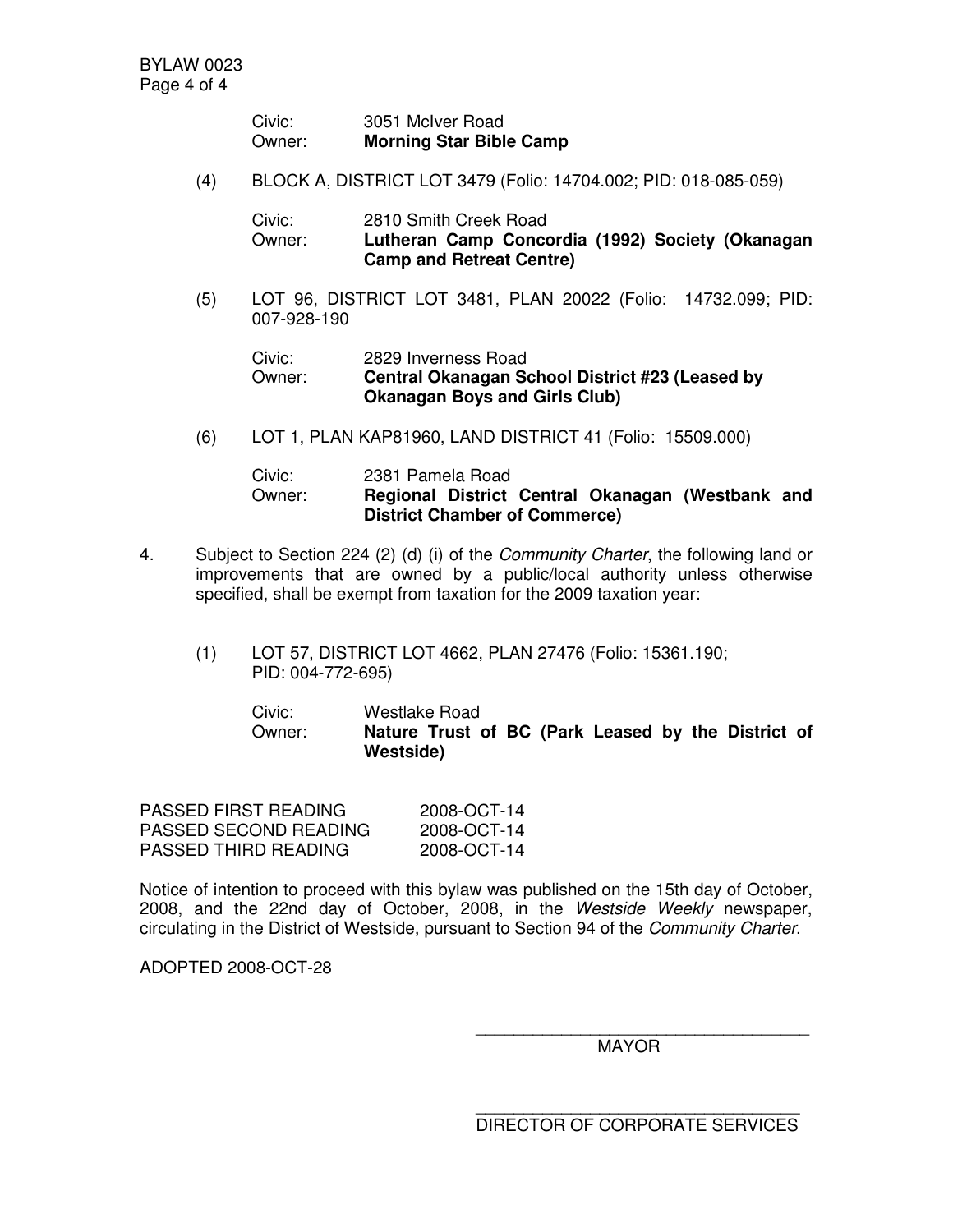Civic: 3051 McIver Road
Owner: **Morning Star Bible Camp**

(4) BLOCK A, DISTRICT LOT 3479 (Folio: 14704.002; PID: 018-085-059)

Civic: 2810 Smith Creek Road
Owner: **Lutheran Camp Concordia (1992) Society (Okanagan Camp and Retreat Centre)**

(5) LOT 96, DISTRICT LOT 3481, PLAN 20022 (Folio: 14732.099; PID: 007-928-190

Civic: 2829 Inverness Road
Owner: **Central Okanagan School District #23 (Leased by Okanagan Boys and Girls Club)**

(6) LOT 1, PLAN KAP81960, LAND DISTRICT 41 (Folio: 15509.000)

Civic: 2381 Pamela Road
Owner: **Regional District Central Okanagan (Westbank and District Chamber of Commerce)**

4. Subject to Section 224 (2) (d) (i) of the *Community Charter*, the following land or improvements that are owned by a public/local authority unless otherwise specified, shall be exempt from taxation for the 2009 taxation year:

(1) LOT 57, DISTRICT LOT 4662, PLAN 27476 (Folio: 15361.190; PID: 004-772-695)

Civic: Westlake Road
Owner: **Nature Trust of BC (Park Leased by the District of Westside)**

| | |
|---|---|
| PASSED FIRST READING | 2008-OCT-14 |
| PASSED SECOND READING | 2008-OCT-14 |
| PASSED THIRD READING | 2008-OCT-14 |

Notice of intention to proceed with this bylaw was published on the 15th day of October, 2008, and the 22nd day of October, 2008, in the *Westside Weekly* newspaper, circulating in the District of Westside, pursuant to Section 94 of the *Community Charter*.

ADOPTED 2008-OCT-28

\_\_\_\_\_\_\_\_\_\_\_\_\_\_\_\_\_\_\_\_\_\_\_\_\_\_\_\_\_\_\_\_\_\_\_
MAYOR

\_\_\_\_\_\_\_\_\_\_\_\_\_\_\_\_\_\_\_\_\_\_\_\_\_\_\_\_\_\_\_\_\_\_\_
DIRECTOR OF CORPORATE SERVICES